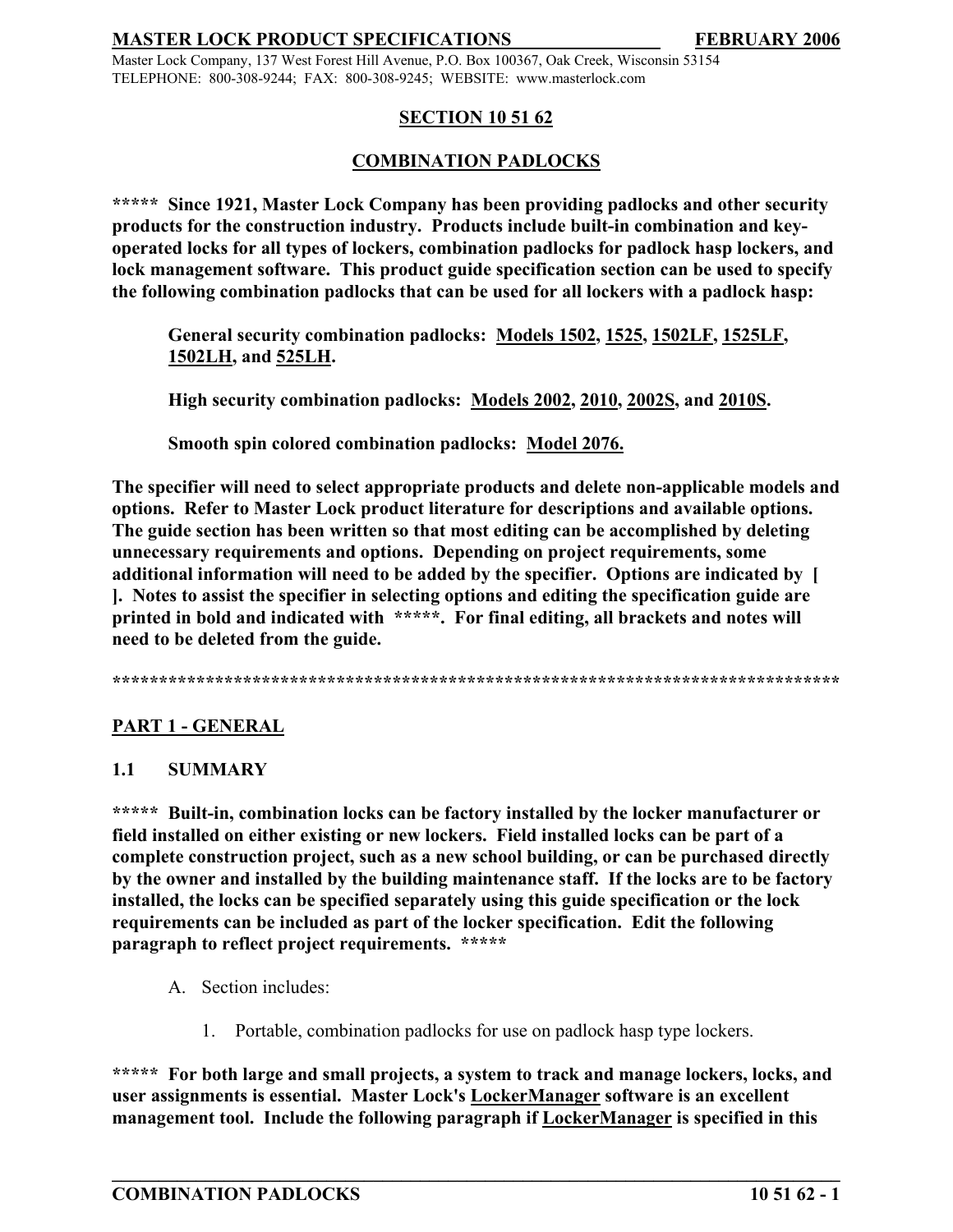MASTER LOCK PRODUCT SPECIFICATIONS FEBRUARY 2006

Master Lock Company, 137 West Forest Hill Avenue, P.O. Box 100367, Oak Creek, Wisconsin 53154
TELEPHONE: 800-308-9244; FAX: 800-308-9245; WEBSITE: www.masterlock.com

# SECTION 10 51 62

# COMBINATION PADLOCKS

**\*\*\*\*\* Since 1921, Master Lock Company has been providing padlocks and other security products for the construction industry. Products include built-in combination and key-operated locks for all types of lockers, combination padlocks for padlock hasp lockers, and lock management software. This product guide specification section can be used to specify the following combination padlocks that can be used for all lockers with a padlock hasp:**

> **General security combination padlocks: Models 1502, 1525, 1502LF, 1525LF, 1502LH, and 525LH.**
>
> **High security combination padlocks: Models 2002, 2010, 2002S, and 2010S.**
>
> **Smooth spin colored combination padlocks: Model 2076.**

**The specifier will need to select appropriate products and delete non-applicable models and options. Refer to Master Lock product literature for descriptions and available options. The guide section has been written so that most editing can be accomplished by deleting unnecessary requirements and options. Depending on project requirements, some additional information will need to be added by the specifier. Options are indicated by [ ]. Notes to assist the specifier in selecting options and editing the specification guide are printed in bold and indicated with \*\*\*\*\*. For final editing, all brackets and notes will need to be deleted from the guide.**

**\*\*\*\*\*\*\*\*\*\*\*\*\*\*\*\*\*\*\*\*\*\*\*\*\*\*\*\*\*\*\*\*\*\*\*\*\*\*\*\*\*\*\*\*\*\*\*\*\*\*\*\*\*\*\*\*\*\*\*\*\*\*\*\*\*\*\*\*\*\*\*\*\*\*\*\*\*\*\*\*\*\***

## PART 1 - GENERAL

### 1.1 SUMMARY

**\*\*\*\*\* Built-in, combination locks can be factory installed by the locker manufacturer or field installed on either existing or new lockers. Field installed locks can be part of a complete construction project, such as a new school building, or can be purchased directly by the owner and installed by the building maintenance staff. If the locks are to be factory installed, the locks can be specified separately using this guide specification or the lock requirements can be included as part of the locker specification. Edit the following paragraph to reflect project requirements. \*\*\*\*\***

A. Section includes:

1. Portable, combination padlocks for use on padlock hasp type lockers.

**\*\*\*\*\* For both large and small projects, a system to track and manage lockers, locks, and user assignments is essential. Master Lock's LockerManager software is an excellent management tool. Include the following paragraph if LockerManager is specified in this**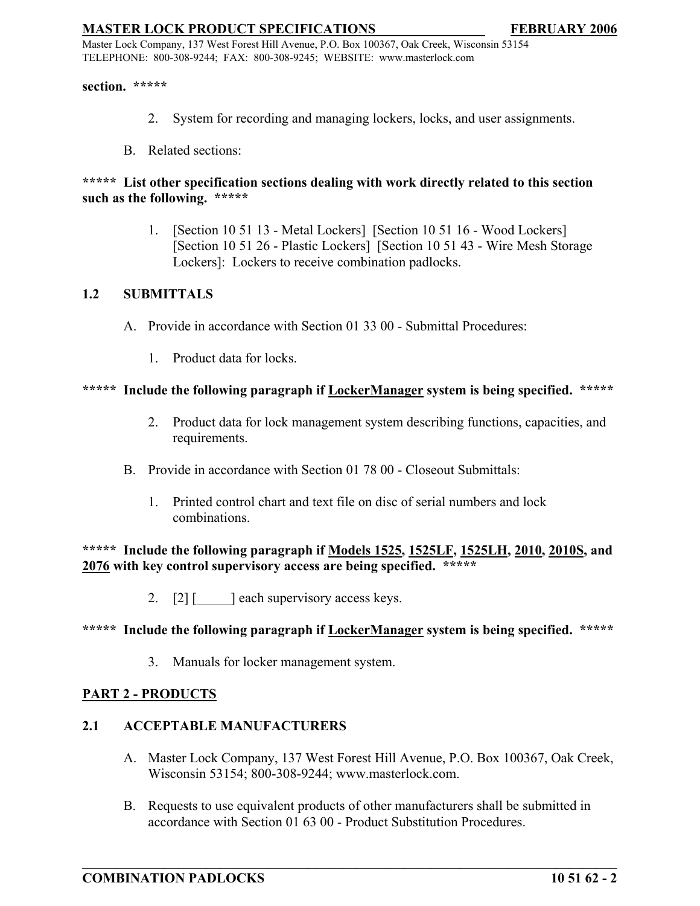**section. \*\*\*\*\***

2. System for recording and managing lockers, locks, and user assignments.

B. Related sections:

**\*\*\*\*\* List other specification sections dealing with work directly related to this section such as the following. \*\*\*\*\***

1. [Section 10 51 13 - Metal Lockers] [Section 10 51 16 - Wood Lockers] [Section 10 51 26 - Plastic Lockers] [Section 10 51 43 - Wire Mesh Storage Lockers]: Lockers to receive combination padlocks.

### 1.2 SUBMITTALS

A. Provide in accordance with Section 01 33 00 - Submittal Procedures:

1. Product data for locks.

**\*\*\*\*\* Include the following paragraph if <u>LockerManager</u> system is being specified. \*\*\*\*\***

2. Product data for lock management system describing functions, capacities, and requirements.

B. Provide in accordance with Section 01 78 00 - Closeout Submittals:

1. Printed control chart and text file on disc of serial numbers and lock combinations.

**\*\*\*\*\* Include the following paragraph if <u>Models 1525</u>, <u>1525LF</u>, <u>1525LH</u>, <u>2010</u>, <u>2010S</u>, and <u>2076</u> with key control supervisory access are being specified. \*\*\*\*\***

2. [2] [_____] each supervisory access keys.

**\*\*\*\*\* Include the following paragraph if <u>LockerManager</u> system is being specified. \*\*\*\*\***

3. Manuals for locker management system.

## PART 2 - PRODUCTS

### 2.1 ACCEPTABLE MANUFACTURERS

A. Master Lock Company, 137 West Forest Hill Avenue, P.O. Box 100367, Oak Creek, Wisconsin 53154; 800-308-9244; www.masterlock.com.

B. Requests to use equivalent products of other manufacturers shall be submitted in accordance with Section 01 63 00 - Product Substitution Procedures.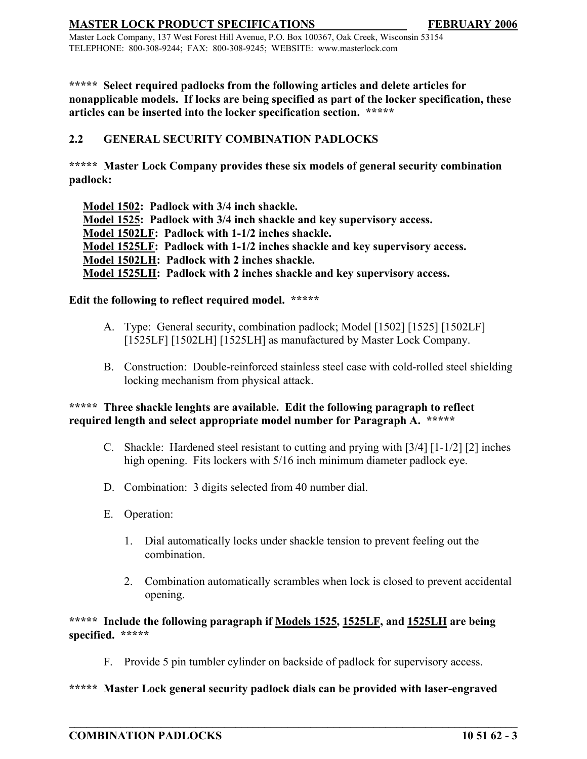**\*\*\*\*\* Select required padlocks from the following articles and delete articles for nonapplicable models. If locks are being specified as part of the locker specification, these articles can be inserted into the locker specification section. \*\*\*\*\***

## 2.2 GENERAL SECURITY COMBINATION PADLOCKS

**\*\*\*\*\* Master Lock Company provides these six models of general security combination padlock:**

**Model 1502: Padlock with 3/4 inch shackle.**
**Model 1525: Padlock with 3/4 inch shackle and key supervisory access.**
**Model 1502LF: Padlock with 1-1/2 inches shackle.**
**Model 1525LF: Padlock with 1-1/2 inches shackle and key supervisory access.**
**Model 1502LH: Padlock with 2 inches shackle.**
**Model 1525LH: Padlock with 2 inches shackle and key supervisory access.**

**Edit the following to reflect required model. \*\*\*\*\***

A. Type: General security, combination padlock; Model [1502] [1525] [1502LF] [1525LF] [1502LH] [1525LH] as manufactured by Master Lock Company.

B. Construction: Double-reinforced stainless steel case with cold-rolled steel shielding locking mechanism from physical attack.

**\*\*\*\*\* Three shackle lenghts are available. Edit the following paragraph to reflect required length and select appropriate model number for Paragraph A. \*\*\*\*\***

C. Shackle: Hardened steel resistant to cutting and prying with [3/4] [1-1/2] [2] inches high opening. Fits lockers with 5/16 inch minimum diameter padlock eye.

D. Combination: 3 digits selected from 40 number dial.

E. Operation:

1. Dial automatically locks under shackle tension to prevent feeling out the combination.

2. Combination automatically scrambles when lock is closed to prevent accidental opening.

**\*\*\*\*\* Include the following paragraph if Models 1525, 1525LF, and 1525LH are being specified. \*\*\*\*\***

F. Provide 5 pin tumbler cylinder on backside of padlock for supervisory access.

**\*\*\*\*\* Master Lock general security padlock dials can be provided with laser-engraved**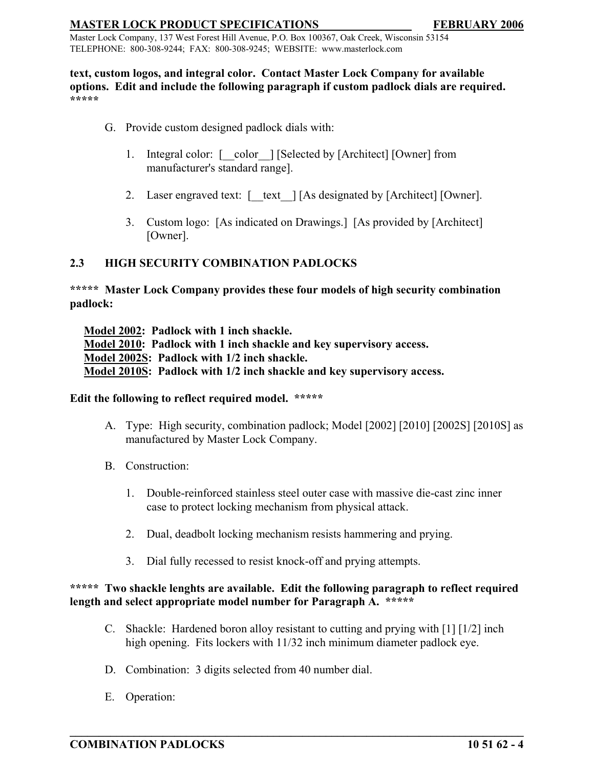**text, custom logos, and integral color. Contact Master Lock Company for available options. Edit and include the following paragraph if custom padlock dials are required. *****

G. Provide custom designed padlock dials with:

1. Integral color: [__color__] [Selected by [Architect] [Owner] from manufacturer's standard range].

2. Laser engraved text: [__text__] [As designated by [Architect] [Owner].

3. Custom logo: [As indicated on Drawings.] [As provided by [Architect] [Owner].

## 2.3 HIGH SECURITY COMBINATION PADLOCKS

**\*\*\*\*\* Master Lock Company provides these four models of high security combination padlock:**

**Model 2002: Padlock with 1 inch shackle.**
**Model 2010: Padlock with 1 inch shackle and key supervisory access.**
**Model 2002S: Padlock with 1/2 inch shackle.**
**Model 2010S: Padlock with 1/2 inch shackle and key supervisory access.**

**Edit the following to reflect required model. \*\*\*\*\***

A. Type: High security, combination padlock; Model [2002] [2010] [2002S] [2010S] as manufactured by Master Lock Company.

B. Construction:

1. Double-reinforced stainless steel outer case with massive die-cast zinc inner case to protect locking mechanism from physical attack.

2. Dual, deadbolt locking mechanism resists hammering and prying.

3. Dial fully recessed to resist knock-off and prying attempts.

**\*\*\*\*\* Two shackle lenghts are available. Edit the following paragraph to reflect required length and select appropriate model number for Paragraph A. \*\*\*\*\***

C. Shackle: Hardened boron alloy resistant to cutting and prying with [1] [1/2] inch high opening. Fits lockers with 11/32 inch minimum diameter padlock eye.

D. Combination: 3 digits selected from 40 number dial.

E. Operation: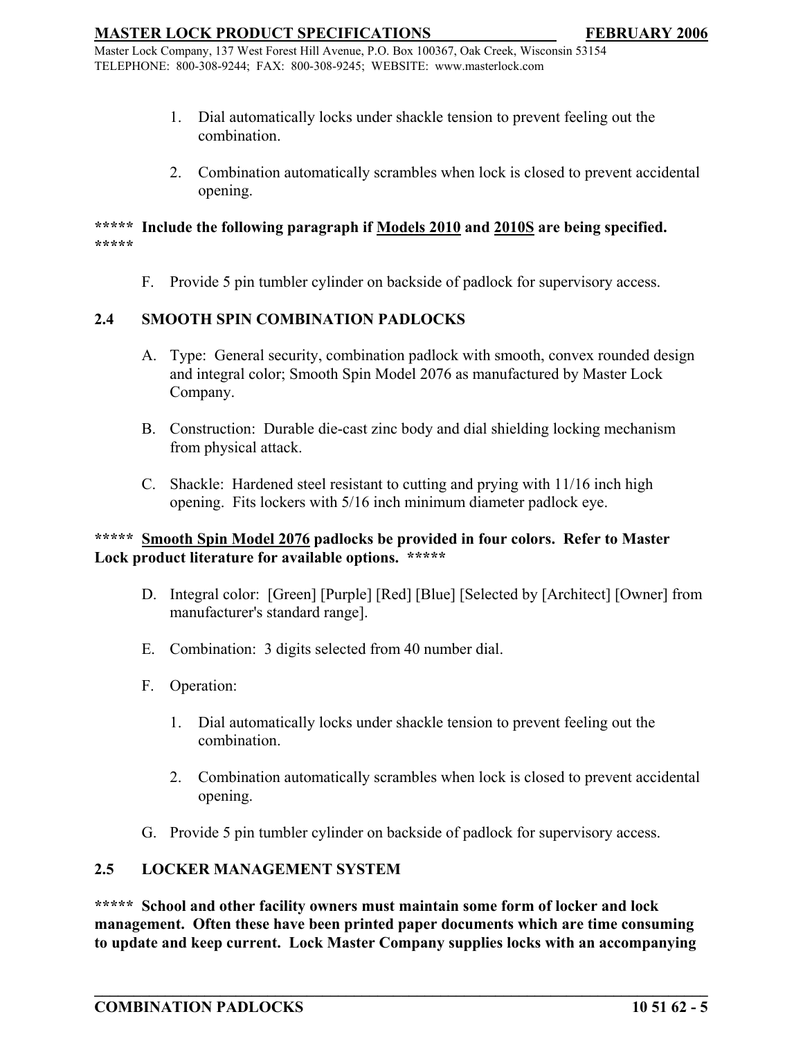1. Dial automatically locks under shackle tension to prevent feeling out the combination.

2. Combination automatically scrambles when lock is closed to prevent accidental opening.

**\*\*\*\*\*  Include the following paragraph if Models 2010 and 2010S are being specified. \*\*\*\*\***

F. Provide 5 pin tumbler cylinder on backside of padlock for supervisory access.

## 2.4 SMOOTH SPIN COMBINATION PADLOCKS

A. Type: General security, combination padlock with smooth, convex rounded design and integral color; Smooth Spin Model 2076 as manufactured by Master Lock Company.

B. Construction: Durable die-cast zinc body and dial shielding locking mechanism from physical attack.

C. Shackle: Hardened steel resistant to cutting and prying with 11/16 inch high opening. Fits lockers with 5/16 inch minimum diameter padlock eye.

**\*\*\*\*\*  Smooth Spin Model 2076 padlocks be provided in four colors. Refer to Master Lock product literature for available options. \*\*\*\*\***

D. Integral color: [Green] [Purple] [Red] [Blue] [Selected by [Architect] [Owner] from manufacturer's standard range].

E. Combination: 3 digits selected from 40 number dial.

F. Operation:

   1. Dial automatically locks under shackle tension to prevent feeling out the combination.

   2. Combination automatically scrambles when lock is closed to prevent accidental opening.

G. Provide 5 pin tumbler cylinder on backside of padlock for supervisory access.

## 2.5 LOCKER MANAGEMENT SYSTEM

**\*\*\*\*\*  School and other facility owners must maintain some form of locker and lock management. Often these have been printed paper documents which are time consuming to update and keep current. Lock Master Company supplies locks with an accompanying**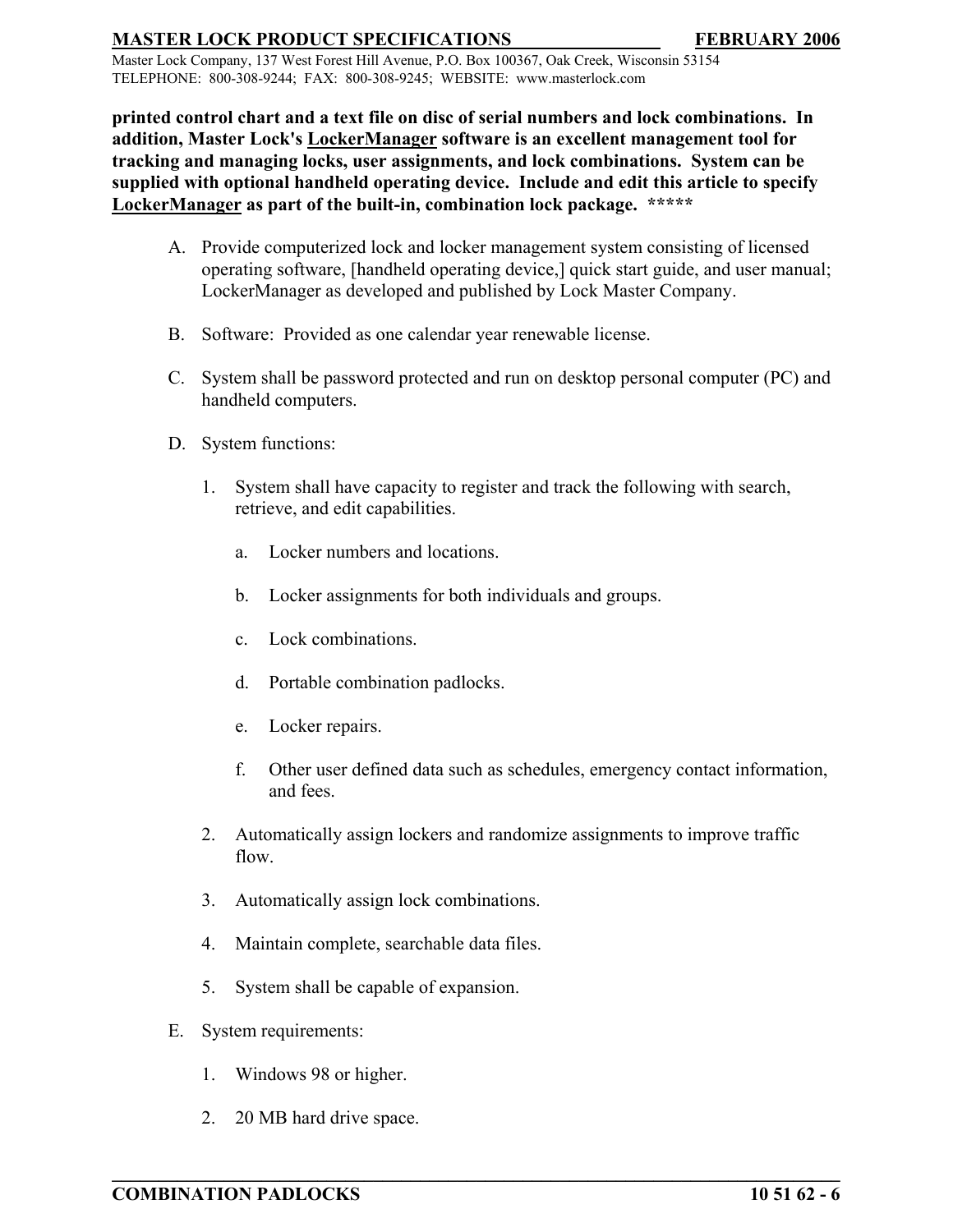**printed control chart and a text file on disc of serial numbers and lock combinations. In addition, Master Lock's LockerManager software is an excellent management tool for tracking and managing locks, user assignments, and lock combinations. System can be supplied with optional handheld operating device. Include and edit this article to specify LockerManager as part of the built-in, combination lock package. *****

A. Provide computerized lock and locker management system consisting of licensed operating software, [handheld operating device,] quick start guide, and user manual; LockerManager as developed and published by Lock Master Company.

B. Software: Provided as one calendar year renewable license.

C. System shall be password protected and run on desktop personal computer (PC) and handheld computers.

D. System functions:

1. System shall have capacity to register and track the following with search, retrieve, and edit capabilities.

   a. Locker numbers and locations.

   b. Locker assignments for both individuals and groups.

   c. Lock combinations.

   d. Portable combination padlocks.

   e. Locker repairs.

   f. Other user defined data such as schedules, emergency contact information, and fees.

2. Automatically assign lockers and randomize assignments to improve traffic flow.

3. Automatically assign lock combinations.

4. Maintain complete, searchable data files.

5. System shall be capable of expansion.

E. System requirements:

1. Windows 98 or higher.

2. 20 MB hard drive space.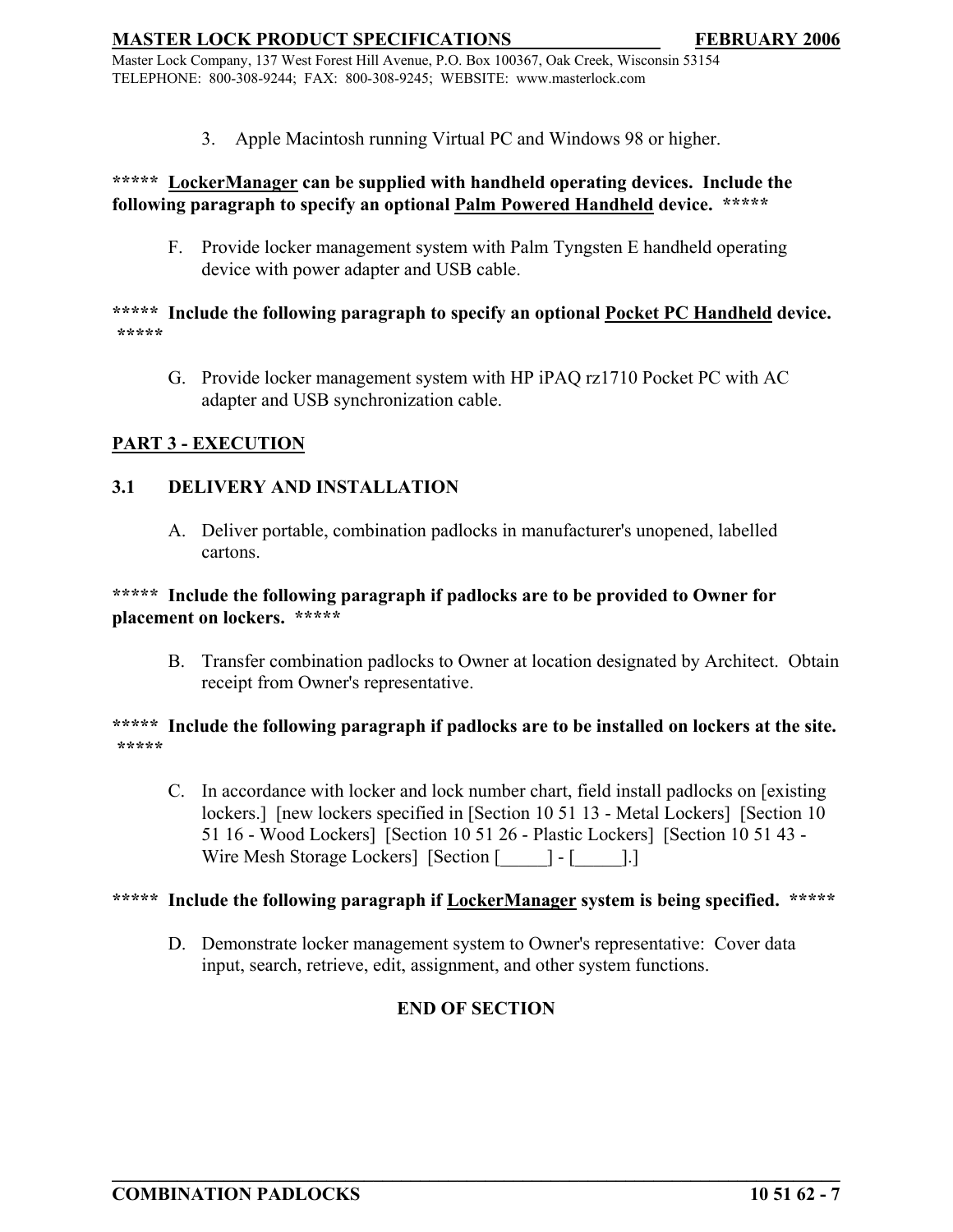3. Apple Macintosh running Virtual PC and Windows 98 or higher.

**\*\*\*\*\* <u>LockerManager</u> can be supplied with handheld operating devices. Include the following paragraph to specify an optional <u>Palm Powered Handheld</u> device. \*\*\*\*\***

F. Provide locker management system with Palm Tyngsten E handheld operating device with power adapter and USB cable.

**\*\*\*\*\* Include the following paragraph to specify an optional <u>Pocket PC Handheld</u> device. \*\*\*\*\***

G. Provide locker management system with HP iPAQ rz1710 Pocket PC with AC adapter and USB synchronization cable.

## PART 3 - EXECUTION

### 3.1 DELIVERY AND INSTALLATION

A. Deliver portable, combination padlocks in manufacturer's unopened, labelled cartons.

**\*\*\*\*\* Include the following paragraph if padlocks are to be provided to Owner for placement on lockers. \*\*\*\*\***

B. Transfer combination padlocks to Owner at location designated by Architect. Obtain receipt from Owner's representative.

**\*\*\*\*\* Include the following paragraph if padlocks are to be installed on lockers at the site. \*\*\*\*\***

C. In accordance with locker and lock number chart, field install padlocks on [existing lockers.] [new lockers specified in [Section 10 51 13 - Metal Lockers] [Section 10 51 16 - Wood Lockers] [Section 10 51 26 - Plastic Lockers] [Section 10 51 43 - Wire Mesh Storage Lockers] [Section [_____] - [_____].]

**\*\*\*\*\* Include the following paragraph if <u>LockerManager</u> system is being specified. \*\*\*\*\***

D. Demonstrate locker management system to Owner's representative: Cover data input, search, retrieve, edit, assignment, and other system functions.

**END OF SECTION**